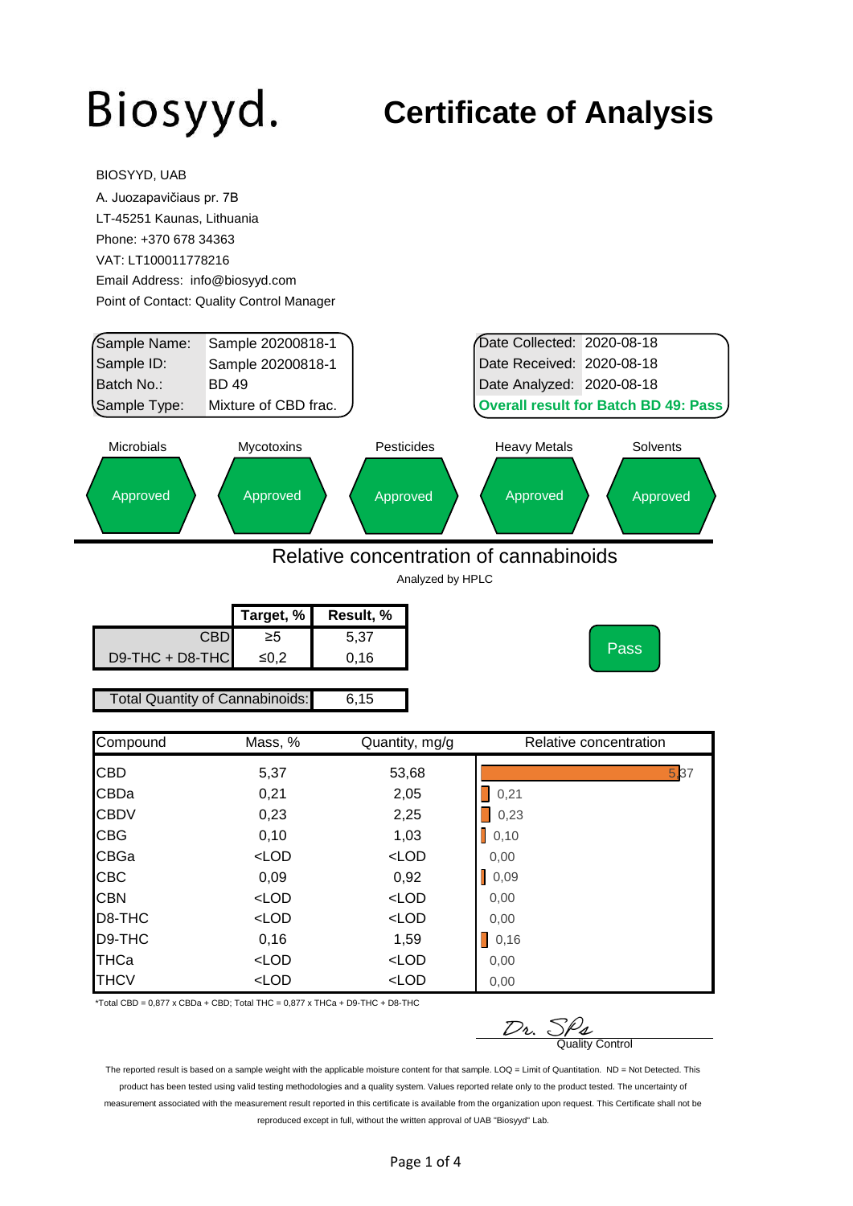# Biosyyd.

# Certificate of Analysis

BIOSYYD, UAB
A. Juozapavičiaus pr. 7B
LT-45251 Kaunas, Lithuania
Phone: +370 678 34363
VAT: LT100011778216
Email Address: info@biosyyd.com
Point of Contact: Quality Control Manager

| | |
|---|---|
| Sample Name: | Sample 20200818-1 |
| Sample ID: | Sample 20200818-1 |
| Batch No.: | BD 49 |
| Sample Type: | Mixture of CBD frac. |

| | |
|---|---|
| Date Collected: | 2020-08-18 |
| Date Received: | 2020-08-18 |
| Date Analyzed: | 2020-08-18 |

**Overall result for Batch BD 49: Pass**

| Microbials | Mycotoxins | Pesticides | Heavy Metals | Solvents |
|---|---|---|---|---|
| Approved | Approved | Approved | Approved | Approved |

## Relative concentration of cannabinoids

Analyzed by HPLC

| | Target, % | Result, % |
|---|---|---|
| CBD | ≥5 | 5,37 |
| D9-THC + D8-THC | ≤0,2 | 0,16 |

Pass

| Total Quantity of Cannabinoids: | 6,15 |
|---|---|

| Compound | Mass, % | Quantity, mg/g | Relative concentration |
|---|---|---|---|
| CBD | 5,37 | 53,68 | 5,37 |
| CBDa | 0,21 | 2,05 | 0,21 |
| CBDV | 0,23 | 2,25 | 0,23 |
| CBG | 0,10 | 1,03 | 0,10 |
| CBGa | <LOD | <LOD | 0,00 |
| CBC | 0,09 | 0,92 | 0,09 |
| CBN | <LOD | <LOD | 0,00 |
| D8-THC | <LOD | <LOD | 0,00 |
| D9-THC | 0,16 | 1,59 | 0,16 |
| THCa | <LOD | <LOD | 0,00 |
| THCV | <LOD | <LOD | 0,00 |

*Total CBD = 0,877 x CBDa + CBD; Total THC = 0,877 x THCa + D9-THC + D8-THC

Dr. SPa
Quality Control

The reported result is based on a sample weight with the applicable moisture content for that sample. LOQ = Limit of Quantitation. ND = Not Detected. This product has been tested using valid testing methodologies and a quality system. Values reported relate only to the product tested. The uncertainty of measurement associated with the measurement result reported in this certificate is available from the organization upon request. This Certificate shall not be reproduced except in full, without the written approval of UAB "Biosyyd" Lab.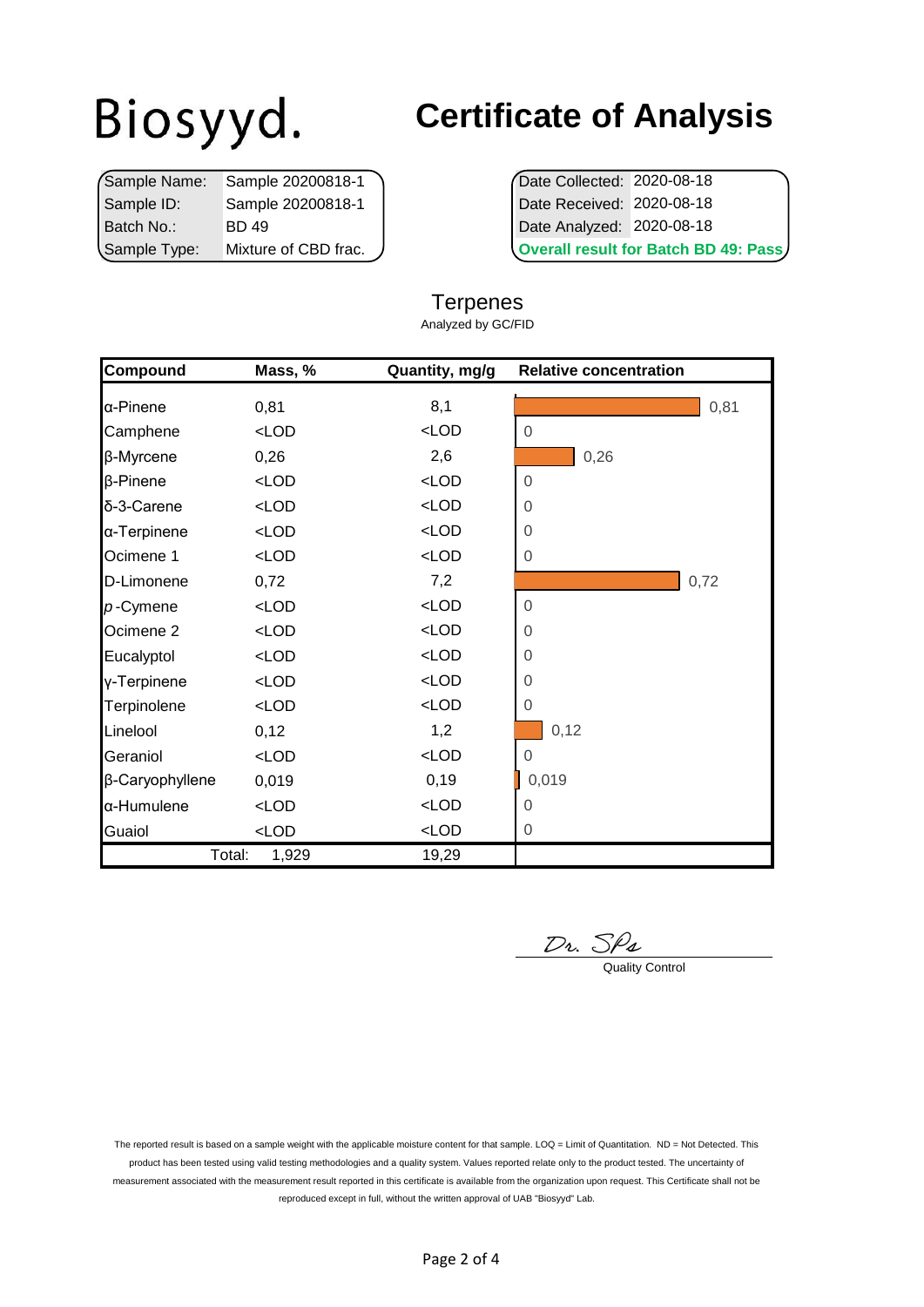# Biosyyd.

# Certificate of Analysis

| | |
|---|---|
| Sample Name: | Sample 20200818-1 |
| Sample ID: | Sample 20200818-1 |
| Batch No.: | BD 49 |
| Sample Type: | Mixture of CBD frac. |

| | |
|---|---|
| Date Collected: | 2020-08-18 |
| Date Received: | 2020-08-18 |
| Date Analyzed: | 2020-08-18 |

**Overall result for Batch BD 49: Pass**

## Terpenes

Analyzed by GC/FID

| Compound | Mass, % | Quantity, mg/g | Relative concentration |
|---|---|---|---|
| α-Pinene | 0,81 | 8,1 | 0,81 |
| Camphene | <LOD | <LOD | 0 |
| β-Myrcene | 0,26 | 2,6 | 0,26 |
| β-Pinene | <LOD | <LOD | 0 |
| δ-3-Carene | <LOD | <LOD | 0 |
| α-Terpinene | <LOD | <LOD | 0 |
| Ocimene 1 | <LOD | <LOD | 0 |
| D-Limonene | 0,72 | 7,2 | 0,72 |
| *p*-Cymene | <LOD | <LOD | 0 |
| Ocimene 2 | <LOD | <LOD | 0 |
| Eucalyptol | <LOD | <LOD | 0 |
| γ-Terpinene | <LOD | <LOD | 0 |
| Terpinolene | <LOD | <LOD | 0 |
| LineLool | 0,12 | 1,2 | 0,12 |
| Geraniol | <LOD | <LOD | 0 |
| β-Caryophyllene | 0,019 | 0,19 | 0,019 |
| α-Humulene | <LOD | <LOD | 0 |
| Guaiol | <LOD | <LOD | 0 |
| Total: | 1,929 | 19,29 | |

Dr. SPs

Quality Control

The reported result is based on a sample weight with the applicable moisture content for that sample. LOQ = Limit of Quantitation. ND = Not Detected. This product has been tested using valid testing methodologies and a quality system. Values reported relate only to the product tested. The uncertainty of measurement associated with the measurement result reported in this certificate is available from the organization upon request. This Certificate shall not be reproduced except in full, without the written approval of UAB "Biosyyd" Lab.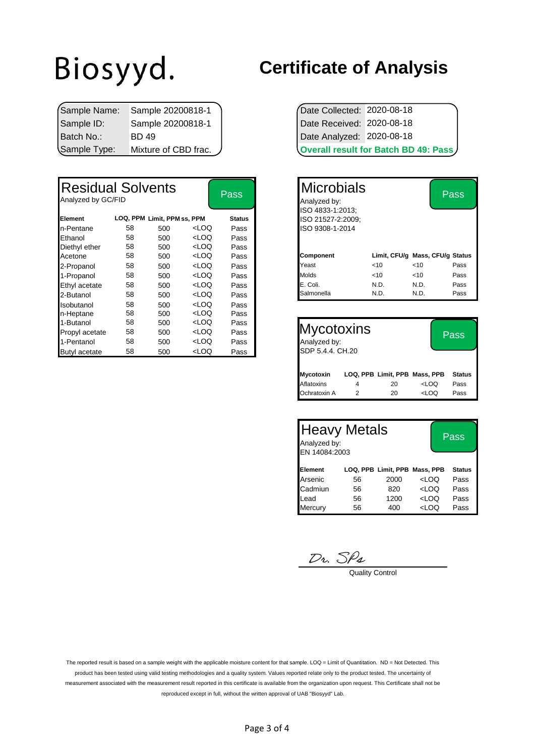Biosyyd.

# Certificate of Analysis

| | |
|---|---|
| Sample Name: | Sample 20200818-1 |
| Sample ID: | Sample 20200818-1 |
| Batch No.: | BD 49 |
| Sample Type: | Mixture of CBD frac. |

| | |
|---|---|
| Date Collected: | 2020-08-18 |
| Date Received: | 2020-08-18 |
| Date Analyzed: | 2020-08-18 |

**Overall result for Batch BD 49: Pass**

## Residual Solvents

Analyzed by GC/FID

**Pass**

| Element | LOQ, PPM | Limit, PPM | Mass, PPM | Status |
|---|---|---|---|---|
| n-Pentane | 58 | 500 | <LOQ | Pass |
| Ethanol | 58 | 500 | <LOQ | Pass |
| Diethyl ether | 58 | 500 | <LOQ | Pass |
| Acetone | 58 | 500 | <LOQ | Pass |
| 2-Propanol | 58 | 500 | <LOQ | Pass |
| 1-Propanol | 58 | 500 | <LOQ | Pass |
| Ethyl acetate | 58 | 500 | <LOQ | Pass |
| 2-Butanol | 58 | 500 | <LOQ | Pass |
| Isobutanol | 58 | 500 | <LOQ | Pass |
| n-Heptane | 58 | 500 | <LOQ | Pass |
| 1-Butanol | 58 | 500 | <LOQ | Pass |
| Propyl acetate | 58 | 500 | <LOQ | Pass |
| 1-Pentanol | 58 | 500 | <LOQ | Pass |
| Butyl acetate | 58 | 500 | <LOQ | Pass |

## Microbials

Analyzed by:
ISO 4833-1:2013;
ISO 21527-2:2009;
ISO 9308-1-2014

**Pass**

| Component | Limit, CFU/g | Mass, CFU/g | Status |
|---|---|---|---|
| Yeast | <10 | <10 | Pass |
| Molds | <10 | <10 | Pass |
| E. Coli. | N.D. | N.D. | Pass |
| Salmonella | N.D. | N.D. | Pass |

## Mycotoxins

Analyzed by:
SDP 5.4.4. CH.20

**Pass**

| Mycotoxin | LOQ, PPB | Limit, PPB | Mass, PPB | Status |
|---|---|---|---|---|
| Aflatoxins | 4 | 20 | <LOQ | Pass |
| Ochratoxin A | 2 | 20 | <LOQ | Pass |

## Heavy Metals

Analyzed by:
EN 14084:2003

**Pass**

| Element | LOQ, PPB | Limit, PPB | Mass, PPB | Status |
|---|---|---|---|---|
| Arsenic | 56 | 2000 | <LOQ | Pass |
| Cadmiun | 56 | 820 | <LOQ | Pass |
| Lead | 56 | 1200 | <LOQ | Pass |
| Mercury | 56 | 400 | <LOQ | Pass |

Dr. SPa

Quality Control

The reported result is based on a sample weight with the applicable moisture content for that sample. LOQ = Limit of Quantitation. ND = Not Detected. This product has been tested using valid testing methodologies and a quality system. Values reported relate only to the product tested. The uncertainty of measurement associated with the measurement result reported in this certificate is available from the organization upon request. This Certificate shall not be reproduced except in full, without the written approval of UAB "Biosyyd" Lab.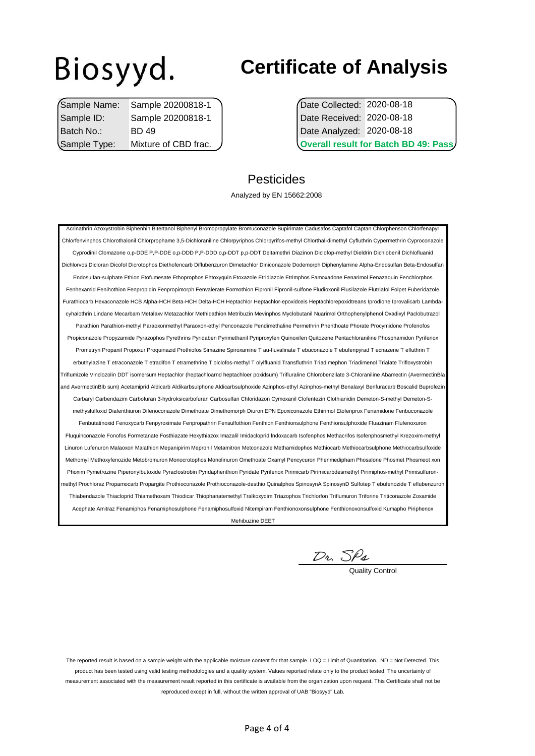# Biosyyd.

# Certificate of Analysis

| | |
|---|---|
| Sample Name: | Sample 20200818-1 |
| Sample ID: | Sample 20200818-1 |
| Batch No.: | BD 49 |
| Sample Type: | Mixture of CBD frac. |

| | |
|---|---|
| Date Collected: | 2020-08-18 |
| Date Received: | 2020-08-18 |
| Date Analyzed: | 2020-08-18 |

**Overall result for Batch BD 49: Pass**

## Pesticides

Analyzed by EN 15662:2008

Acrinathrin Azoxystrobin Biphenhin Bitertanol Biphenyl Bromopropylate Bromuconazole Bupirimate Cadusafos Captafol Captan Chlorphenson Chlorfenapyr Chlorfenvinphos Chlorothalonil Chlorprophame 3,5-Dichloraniline Chlorpyriphos Chlorpyrifos-methyl Chlorthal-dimethyl Cyfluthrin Cypermethrin Cyproconazole Cyprodinil Clomazone o,p-DDE P,P-DDE o,p-DDD P,P-DDD o,p-DDT p,p-DDT Deltamethri Diazinon Diclofop-methyl Dieldrin Dichlobenil Dichlofluanid Dichlorvos Dicloran Dicofol Dicrotophos Diethofencarb Diflubenzuron Dimetachlor Diniconazole Dodemorph Diphenylamine Alpha-Endosulfan Beta-Endosulfan Endosulfan-sulphate Ethion Etofumesate Ethoprophos Ehtoxyquin Etoxazole Etridiazole Etrimphos Famoxadone Fenarimol Fenazaquin Fenchlorphos Fenhexamid Fenihothion Fenpropidin Fenpropimorph Fenvalerate Formothion Fipronil Fipronil-sulfone Fludioxonil Flusilazole Flutriafol Folpet Fuberidazole Furathiocarb Hexaconazole HCB Alpha-HCH Beta-HCH Delta-HCH Heptachlor Heptachlor-epoxidceis Heptachlorepoxidtreans Iprodione Iprovalicarb Lambda-cyhalothrin Lindane Mecarbam Metalaxv Metazachlor Methidathion Metribuzin Mevinphos Myclobutanil Nuarimol Orthophenylphenol Oxadixyl Paclobutrazol Parathion Parathion-methyl Paraoxonmethyl Paraoxon-ethyl Penconazole Pendimethaline Permethrin Phenthoate Phorate Procymidone Profenofos Propiconazole Propyzamide Pyrazophos Pyrethrins Pyridaben Pyrimethanil Pyriproxyfen Quinoxifen Quitozene Pentachloraniline Phosphamidon Pyrifenox Prometryn Propanil Propoxur Proquinazid Prothiofos Simazine Spiroxamine T au-fluvalinate T ebuconazole T ebufenpyrad T ecnazene T efluthrin T erbuthylazine T etraconazole T etradifon T etramethrine T olclofos-methyl T olylfluanid Transflutrin Triadimephon Triadimenol Trialate Trifloxystrobin Triflumizole Vinclozolin DDT isomersum Heptachlor (heptachloarnd heptachloer poxidsum) Trifluraline Chlorobenzilate 3-Chloraniline Abamectin (AvermectinBla and AvermectinBlb sum) Acetamiprid Aldicarb Aldikarbsulphone Aldicarbsulphoxide Azinphos-ethyl Azinphos-methyl Benalaxyl Benfuracarb Boscalid Buprofezin Carbaryl Carbendazim Carbofuran 3-hydroksicarbofuran Carbosulfan Chloridazon Cymoxanil Clofentezin Clothianidin Demeton-S-methyl Demeton-S-methyslulfoxid Diafenthiuron Difenoconazole Dimethoate Dimethomorph Diuron EPN Epoxiconazole Ethirimol Etofenprox Fenamidone Fenbuconazole Fenbutatinoxid Fenoxycarb Fenpyroximate Fenpropathrin Fensulfothion Fenthion Fenthionsulphone Fenthionsulphoxide Fluazinam Flufenoxuron Fluquinconazole Fonofos Formetanate Fosthiazate Hexythiazox Imazalil Imidacloprid Indoxacarb Isofenphos Methacrifos Isofenphosmethyl Krezoxim-methyl Linuron Lufenuron Malaoxon Malathion Mepanipirim Mepronil Metamitron Metconazole Methamidophos Methiocarb Methiocarbsulphone Methiocarbsulfoxide Methomyl Methoxyfenozide Metobromuron Monocrotophos Monolinuron Omethoate Oxamyl Pencycuron Phenmedipham Phosalone Phosmet Phosmeot xon Phoxim Pymetrozine Piperonylbutoxide Pyraclostrobin Pyridaphenthion Pyridate Pyrifenox Pirimicarb Pirimicarbdesmethyl Pirimiphos-methyl Primisulfuron-methyl Prochloraz Propamocarb Propargite Prothioconazole Prothioconazole-desthio Quinalphos SpinosynA SpinosynD Sulfotep T ebufenozide T eflubenzuron Thiabendazole Thiacloprid Thiamethoxam Thiodicar Thiophanatemethyl Tralkoxydim Triazophos Trichlorfon Triflumuron Triforine Triticonazole Zoxamide Acephate Amitraz Fenamiphos Fenamiphosulphone Fenamiphosulfoxid Nitempiram Fenthionoxonsulphone Fenthionoxonsulfoxid Kumapho Piriphenox Mehibuzine DEET

Dr. SPs

Quality Control

The reported result is based on a sample weight with the applicable moisture content for that sample. LOQ = Limit of Quantitation. ND = Not Detected. This product has been tested using valid testing methodologies and a quality system. Values reported relate only to the product tested. The uncertainty of measurement associated with the measurement result reported in this certificate is available from the organization upon request. This Certificate shall not be reproduced except in full, without the written approval of UAB "Biosyyd" Lab.